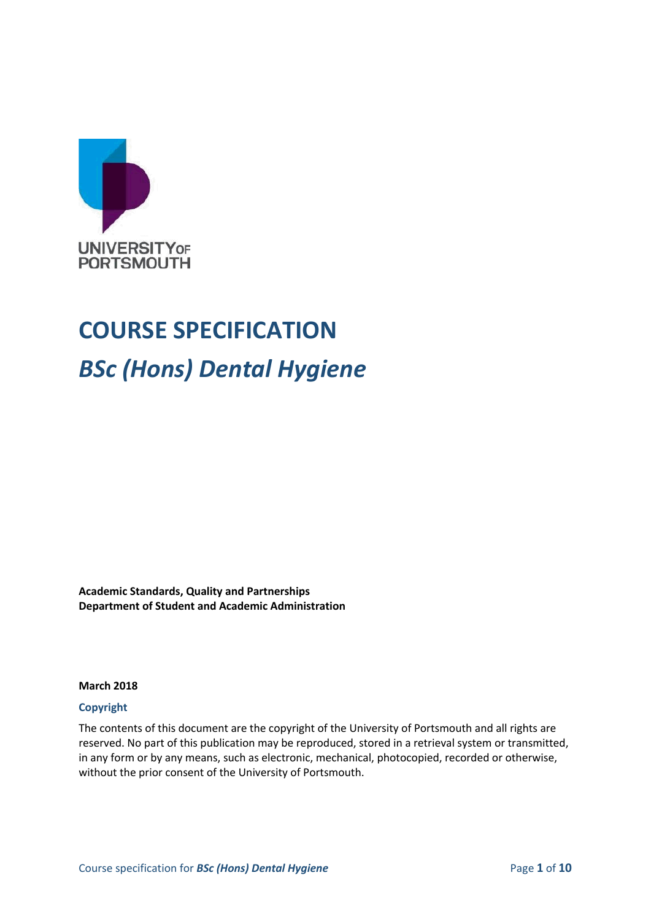UNIVERSITY OF PORTSMOUTH

# COURSE SPECIFICATION

## *BSc (Hons) Dental Hygiene*

**Academic Standards, Quality and Partnerships**
**Department of Student and Academic Administration**

**March 2018**

### Copyright

The contents of this document are the copyright of the University of Portsmouth and all rights are reserved. No part of this publication may be reproduced, stored in a retrieval system or transmitted, in any form or by any means, such as electronic, mechanical, photocopied, recorded or otherwise, without the prior consent of the University of Portsmouth.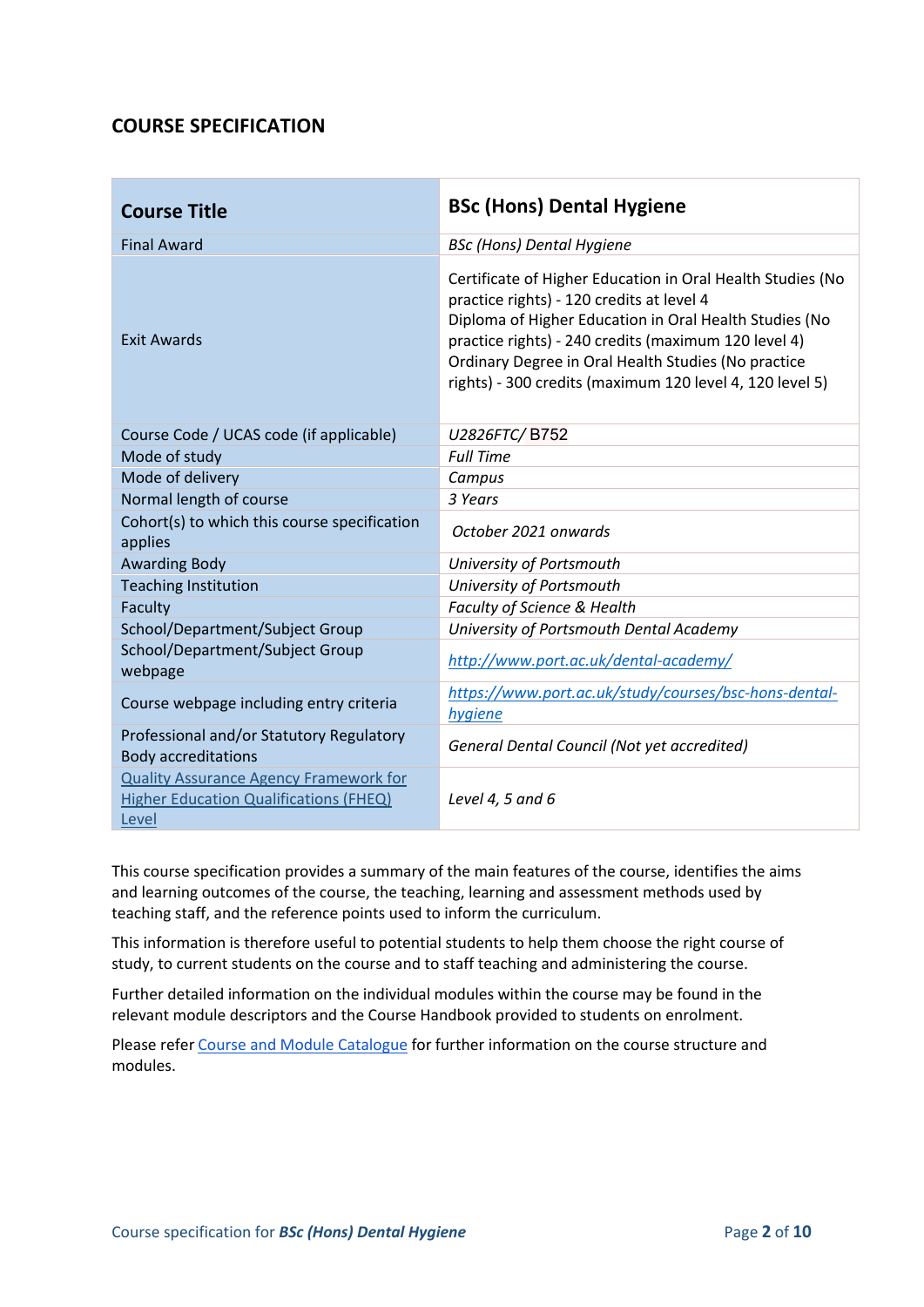## COURSE SPECIFICATION

| Course Title | BSc (Hons) Dental Hygiene |
|---|---|
| Final Award | *BSc (Hons) Dental Hygiene* |
| Exit Awards | Certificate of Higher Education in Oral Health Studies (No practice rights) - 120 credits at level 4<br>Diploma of Higher Education in Oral Health Studies (No practice rights) - 240 credits (maximum 120 level 4)<br>Ordinary Degree in Oral Health Studies (No practice rights) - 300 credits (maximum 120 level 4, 120 level 5) |
| Course Code / UCAS code (if applicable) | *U2826FTC/* B752 |
| Mode of study | *Full Time* |
| Mode of delivery | *Campus* |
| Normal length of course | *3 Years* |
| Cohort(s) to which this course specification applies | *October 2021 onwards* |
| Awarding Body | *University of Portsmouth* |
| Teaching Institution | *University of Portsmouth* |
| Faculty | *Faculty of Science & Health* |
| School/Department/Subject Group | *University of Portsmouth Dental Academy* |
| School/Department/Subject Group webpage | *[http://www.port.ac.uk/dental-academy/](http://www.port.ac.uk/dental-academy/)* |
| Course webpage including entry criteria | *[https://www.port.ac.uk/study/courses/bsc-hons-dental-hygiene](https://www.port.ac.uk/study/courses/bsc-hons-dental-hygiene)* |
| Professional and/or Statutory Regulatory Body accreditations | *General Dental Council (Not yet accredited)* |
| Quality Assurance Agency Framework for Higher Education Qualifications (FHEQ) Level | *Level 4, 5 and 6* |

This course specification provides a summary of the main features of the course, identifies the aims and learning outcomes of the course, the teaching, learning and assessment methods used by teaching staff, and the reference points used to inform the curriculum.

This information is therefore useful to potential students to help them choose the right course of study, to current students on the course and to staff teaching and administering the course.

Further detailed information on the individual modules within the course may be found in the relevant module descriptors and the Course Handbook provided to students on enrolment.

Please refer Course and Module Catalogue for further information on the course structure and modules.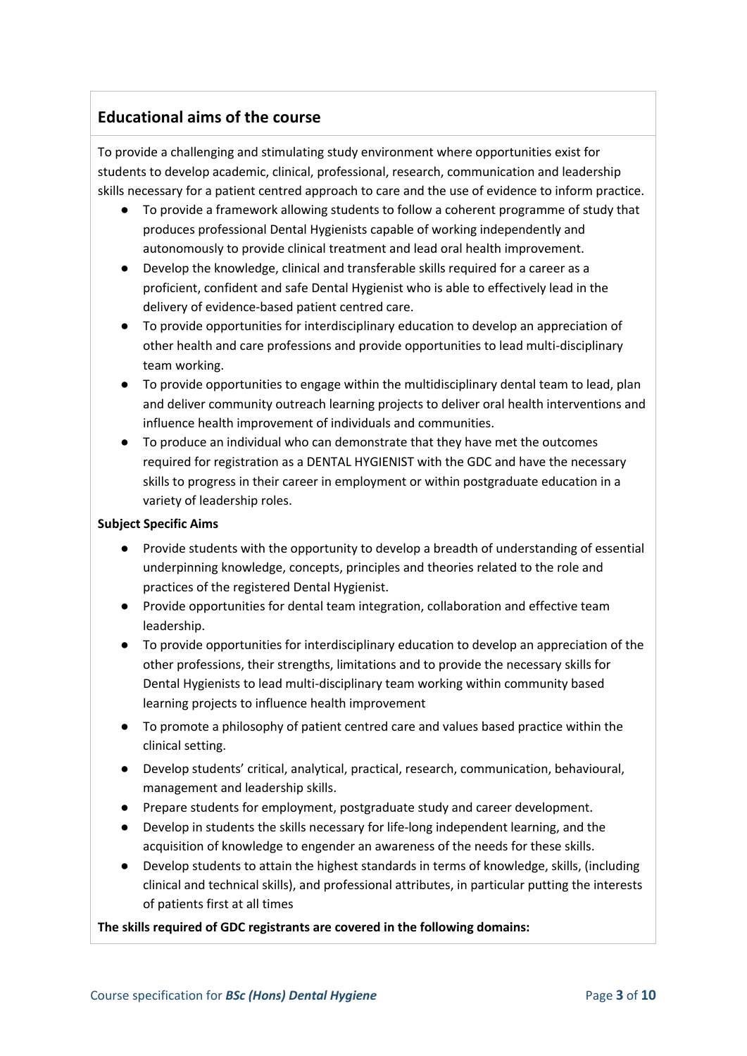## Educational aims of the course

To provide a challenging and stimulating study environment where opportunities exist for students to develop academic, clinical, professional, research, communication and leadership skills necessary for a patient centred approach to care and the use of evidence to inform practice.

- To provide a framework allowing students to follow a coherent programme of study that produces professional Dental Hygienists capable of working independently and autonomously to provide clinical treatment and lead oral health improvement.
- Develop the knowledge, clinical and transferable skills required for a career as a proficient, confident and safe Dental Hygienist who is able to effectively lead in the delivery of evidence-based patient centred care.
- To provide opportunities for interdisciplinary education to develop an appreciation of other health and care professions and provide opportunities to lead multi-disciplinary team working.
- To provide opportunities to engage within the multidisciplinary dental team to lead, plan and deliver community outreach learning projects to deliver oral health interventions and influence health improvement of individuals and communities.
- To produce an individual who can demonstrate that they have met the outcomes required for registration as a DENTAL HYGIENIST with the GDC and have the necessary skills to progress in their career in employment or within postgraduate education in a variety of leadership roles.

**Subject Specific Aims**

- Provide students with the opportunity to develop a breadth of understanding of essential underpinning knowledge, concepts, principles and theories related to the role and practices of the registered Dental Hygienist.
- Provide opportunities for dental team integration, collaboration and effective team leadership.
- To provide opportunities for interdisciplinary education to develop an appreciation of the other professions, their strengths, limitations and to provide the necessary skills for Dental Hygienists to lead multi-disciplinary team working within community based learning projects to influence health improvement
- To promote a philosophy of patient centred care and values based practice within the clinical setting.
- Develop students' critical, analytical, practical, research, communication, behavioural, management and leadership skills.
- Prepare students for employment, postgraduate study and career development.
- Develop in students the skills necessary for life-long independent learning, and the acquisition of knowledge to engender an awareness of the needs for these skills.
- Develop students to attain the highest standards in terms of knowledge, skills, (including clinical and technical skills), and professional attributes, in particular putting the interests of patients first at all times

**The skills required of GDC registrants are covered in the following domains:**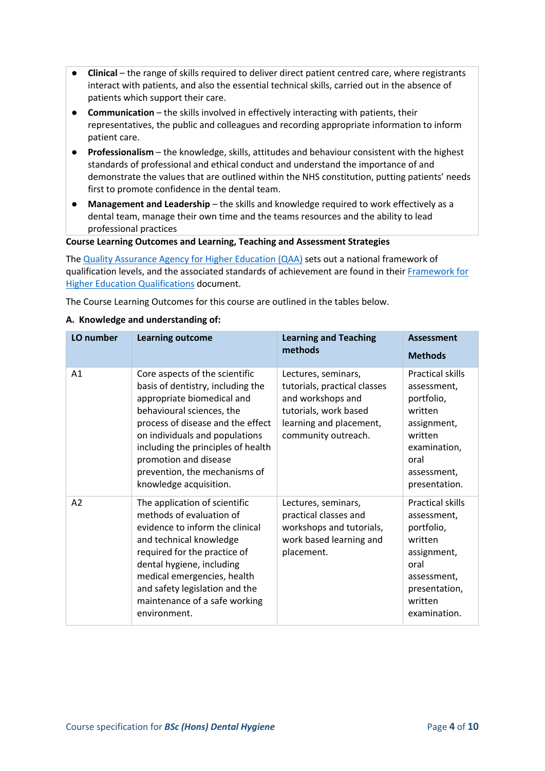- **Clinical** – the range of skills required to deliver direct patient centred care, where registrants interact with patients, and also the essential technical skills, carried out in the absence of patients which support their care.
- **Communication** – the skills involved in effectively interacting with patients, their representatives, the public and colleagues and recording appropriate information to inform patient care.
- **Professionalism** – the knowledge, skills, attitudes and behaviour consistent with the highest standards of professional and ethical conduct and understand the importance of and demonstrate the values that are outlined within the NHS constitution, putting patients' needs first to promote confidence in the dental team.
- **Management and Leadership** – the skills and knowledge required to work effectively as a dental team, manage their own time and the teams resources and the ability to lead professional practices

**Course Learning Outcomes and Learning, Teaching and Assessment Strategies**

The [Quality Assurance Agency for Higher Education (QAA)](https://www.qaa.ac.uk/) sets out a national framework of qualification levels, and the associated standards of achievement are found in their [Framework for Higher Education Qualifications](https://www.qaa.ac.uk/) document.

The Course Learning Outcomes for this course are outlined in the tables below.

**A. Knowledge and understanding of:**

| LO number | Learning outcome | Learning and Teaching methods | Assessment Methods |
|---|---|---|---|
| A1 | Core aspects of the scientific basis of dentistry, including the appropriate biomedical and behavioural sciences, the process of disease and the effect on individuals and populations including the principles of health promotion and disease prevention, the mechanisms of knowledge acquisition. | Lectures, seminars, tutorials, practical classes and workshops and tutorials, work based learning and placement, community outreach. | Practical skills assessment, portfolio, written assignment, written examination, oral assessment, presentation. |
| A2 | The application of scientific methods of evaluation of evidence to inform the clinical and technical knowledge required for the practice of dental hygiene, including medical emergencies, health and safety legislation and the maintenance of a safe working environment. | Lectures, seminars, practical classes and workshops and tutorials, work based learning and placement. | Practical skills assessment, portfolio, written assignment, oral assessment, presentation, written examination. |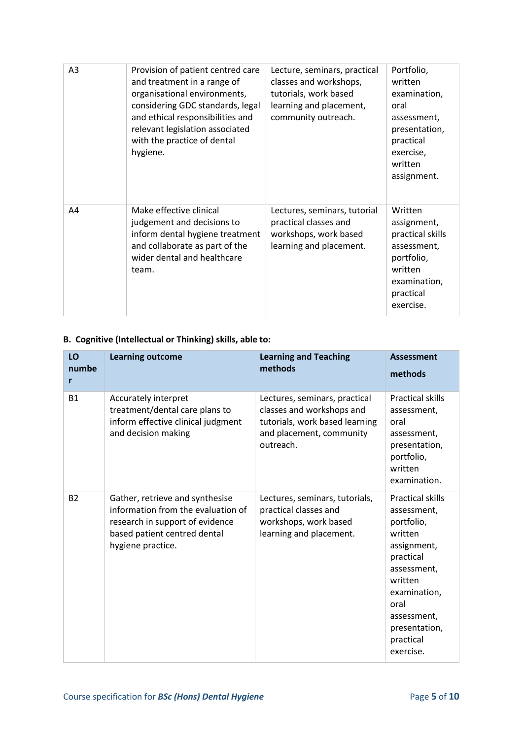| | | | |
|---|---|---|---|
| A3 | Provision of patient centred care and treatment in a range of organisational environments, considering GDC standards, legal and ethical responsibilities and relevant legislation associated with the practice of dental hygiene. | Lecture, seminars, practical classes and workshops, tutorials, work based learning and placement, community outreach. | Portfolio, written examination, oral assessment, presentation, practical exercise, written assignment. |
| A4 | Make effective clinical judgement and decisions to inform dental hygiene treatment and collaborate as part of the wider dental and healthcare team. | Lectures, seminars, tutorial practical classes and workshops, work based learning and placement. | Written assignment, practical skills assessment, portfolio, written examination, practical exercise. |

**B. Cognitive (Intellectual or Thinking) skills, able to:**

| LO number | Learning outcome | Learning and Teaching methods | Assessment methods |
|---|---|---|---|
| B1 | Accurately interpret treatment/dental care plans to inform effective clinical judgment and decision making | Lectures, seminars, practical classes and workshops and tutorials, work based learning and placement, community outreach. | Practical skills assessment, oral assessment, presentation, portfolio, written examination. |
| B2 | Gather, retrieve and synthesise information from the evaluation of research in support of evidence based patient centred dental hygiene practice. | Lectures, seminars, tutorials, practical classes and workshops, work based learning and placement. | Practical skills assessment, portfolio, written assignment, practical assessment, written examination, oral assessment, presentation, practical exercise. |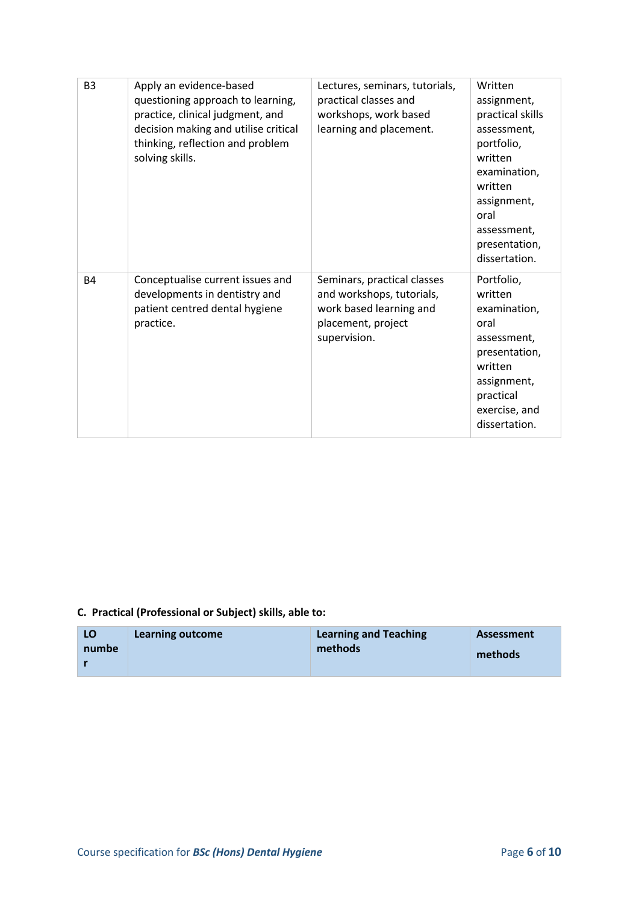| | | | |
|---|---|---|---|
| B3 | Apply an evidence-based questioning approach to learning, practice, clinical judgment, and decision making and utilise critical thinking, reflection and problem solving skills. | Lectures, seminars, tutorials, practical classes and workshops, work based learning and placement. | Written assignment, practical skills assessment, portfolio, written examination, written assignment, oral assessment, presentation, dissertation. |
| B4 | Conceptualise current issues and developments in dentistry and patient centred dental hygiene practice. | Seminars, practical classes and workshops, tutorials, work based learning and placement, project supervision. | Portfolio, written examination, oral assessment, presentation, written assignment, practical exercise, and dissertation. |

**C. Practical (Professional or Subject) skills, able to:**

| LO number | Learning outcome | Learning and Teaching methods | Assessment methods |
|---|---|---|---|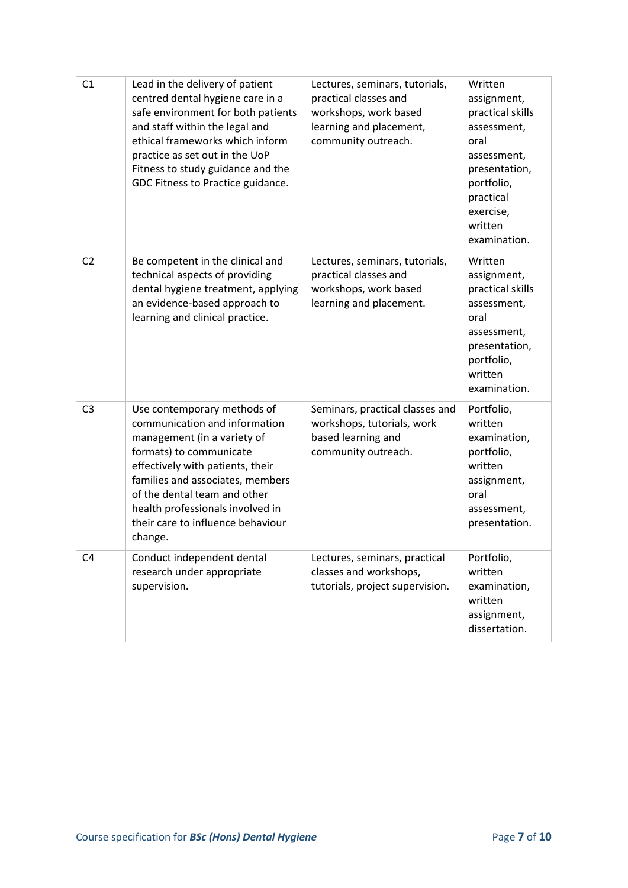| | | | |
|---|---|---|---|
| C1 | Lead in the delivery of patient centred dental hygiene care in a safe environment for both patients and staff within the legal and ethical frameworks which inform practice as set out in the UoP Fitness to study guidance and the GDC Fitness to Practice guidance. | Lectures, seminars, tutorials, practical classes and workshops, work based learning and placement, community outreach. | Written assignment, practical skills assessment, oral assessment, presentation, portfolio, practical exercise, written examination. |
| C2 | Be competent in the clinical and technical aspects of providing dental hygiene treatment, applying an evidence-based approach to learning and clinical practice. | Lectures, seminars, tutorials, practical classes and workshops, work based learning and placement. | Written assignment, practical skills assessment, oral assessment, presentation, portfolio, written examination. |
| C3 | Use contemporary methods of communication and information management (in a variety of formats) to communicate effectively with patients, their families and associates, members of the dental team and other health professionals involved in their care to influence behaviour change. | Seminars, practical classes and workshops, tutorials, work based learning and community outreach. | Portfolio, written examination, portfolio, written assignment, oral assessment, presentation. |
| C4 | Conduct independent dental research under appropriate supervision. | Lectures, seminars, practical classes and workshops, tutorials, project supervision. | Portfolio, written examination, written assignment, dissertation. |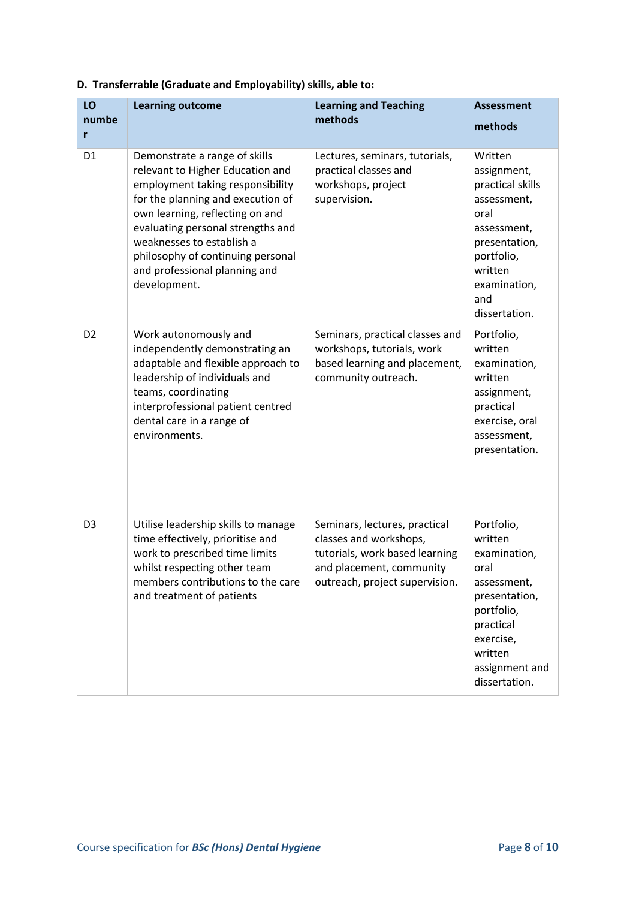**D. Transferrable (Graduate and Employability) skills, able to:**

| LO number | Learning outcome | Learning and Teaching methods | Assessment methods |
|---|---|---|---|
| D1 | Demonstrate a range of skills relevant to Higher Education and employment taking responsibility for the planning and execution of own learning, reflecting on and evaluating personal strengths and weaknesses to establish a philosophy of continuing personal and professional planning and development. | Lectures, seminars, tutorials, practical classes and workshops, project supervision. | Written assignment, practical skills assessment, oral assessment, presentation, portfolio, written examination, and dissertation. |
| D2 | Work autonomously and independently demonstrating an adaptable and flexible approach to leadership of individuals and teams, coordinating interprofessional patient centred dental care in a range of environments. | Seminars, practical classes and workshops, tutorials, work based learning and placement, community outreach. | Portfolio, written examination, written assignment, practical exercise, oral assessment, presentation. |
| D3 | Utilise leadership skills to manage time effectively, prioritise and work to prescribed time limits whilst respecting other team members contributions to the care and treatment of patients | Seminars, lectures, practical classes and workshops, tutorials, work based learning and placement, community outreach, project supervision. | Portfolio, written examination, oral assessment, presentation, portfolio, practical exercise, written assignment and dissertation. |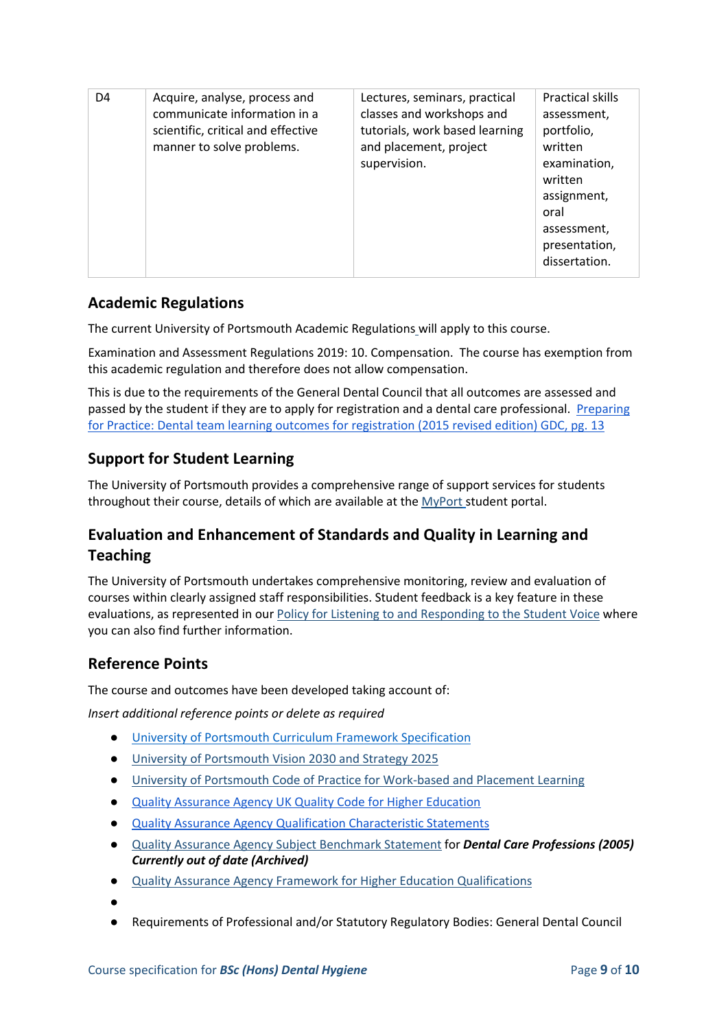| D4 | Acquire, analyse, process and communicate information in a scientific, critical and effective manner to solve problems. | Lectures, seminars, practical classes and workshops and tutorials, work based learning and placement, project supervision. | Practical skills assessment, portfolio, written examination, written assignment, oral assessment, presentation, dissertation. |
|---|---|---|---|

## Academic Regulations

The current University of Portsmouth Academic Regulations will apply to this course.

Examination and Assessment Regulations 2019: 10. Compensation. The course has exemption from this academic regulation and therefore does not allow compensation.

This is due to the requirements of the General Dental Council that all outcomes are assessed and passed by the student if they are to apply for registration and a dental care professional. Preparing for Practice: Dental team learning outcomes for registration (2015 revised edition) GDC, pg. 13

## Support for Student Learning

The University of Portsmouth provides a comprehensive range of support services for students throughout their course, details of which are available at the MyPort student portal.

## Evaluation and Enhancement of Standards and Quality in Learning and Teaching

The University of Portsmouth undertakes comprehensive monitoring, review and evaluation of courses within clearly assigned staff responsibilities. Student feedback is a key feature in these evaluations, as represented in our Policy for Listening to and Responding to the Student Voice where you can also find further information.

## Reference Points

The course and outcomes have been developed taking account of:

*Insert additional reference points or delete as required*

- University of Portsmouth Curriculum Framework Specification
- University of Portsmouth Vision 2030 and Strategy 2025
- University of Portsmouth Code of Practice for Work-based and Placement Learning
- Quality Assurance Agency UK Quality Code for Higher Education
- Quality Assurance Agency Qualification Characteristic Statements
- Quality Assurance Agency Subject Benchmark Statement for ***Dental Care Professions (2005) Currently out of date (Archived)***
- Quality Assurance Agency Framework for Higher Education Qualifications
- 
- Requirements of Professional and/or Statutory Regulatory Bodies: General Dental Council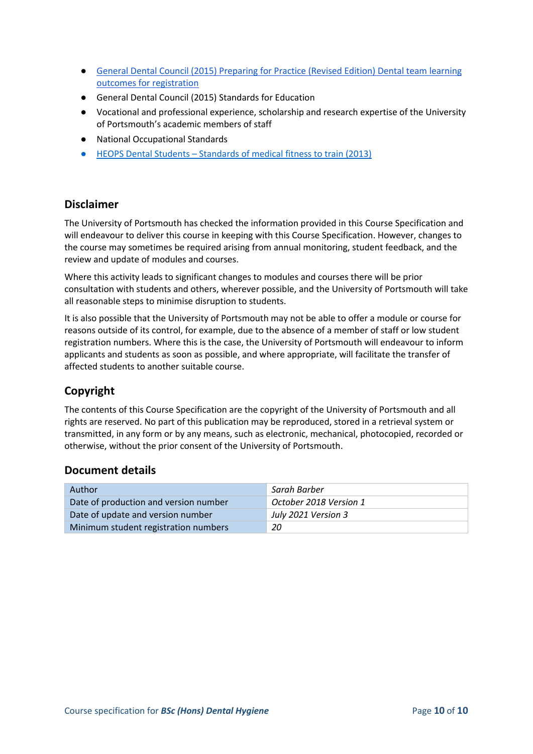- General Dental Council (2015) Preparing for Practice (Revised Edition) Dental team learning outcomes for registration
- General Dental Council (2015) Standards for Education
- Vocational and professional experience, scholarship and research expertise of the University of Portsmouth's academic members of staff
- National Occupational Standards
- HEOPS Dental Students – Standards of medical fitness to train (2013)

## Disclaimer

The University of Portsmouth has checked the information provided in this Course Specification and will endeavour to deliver this course in keeping with this Course Specification. However, changes to the course may sometimes be required arising from annual monitoring, student feedback, and the review and update of modules and courses.

Where this activity leads to significant changes to modules and courses there will be prior consultation with students and others, wherever possible, and the University of Portsmouth will take all reasonable steps to minimise disruption to students.

It is also possible that the University of Portsmouth may not be able to offer a module or course for reasons outside of its control, for example, due to the absence of a member of staff or low student registration numbers. Where this is the case, the University of Portsmouth will endeavour to inform applicants and students as soon as possible, and where appropriate, will facilitate the transfer of affected students to another suitable course.

## Copyright

The contents of this Course Specification are the copyright of the University of Portsmouth and all rights are reserved. No part of this publication may be reproduced, stored in a retrieval system or transmitted, in any form or by any means, such as electronic, mechanical, photocopied, recorded or otherwise, without the prior consent of the University of Portsmouth.

## Document details

| | |
|---|---|
| Author | *Sarah Barber* |
| Date of production and version number | *October 2018 Version 1* |
| Date of update and version number | *July 2021 Version 3* |
| Minimum student registration numbers | *20* |